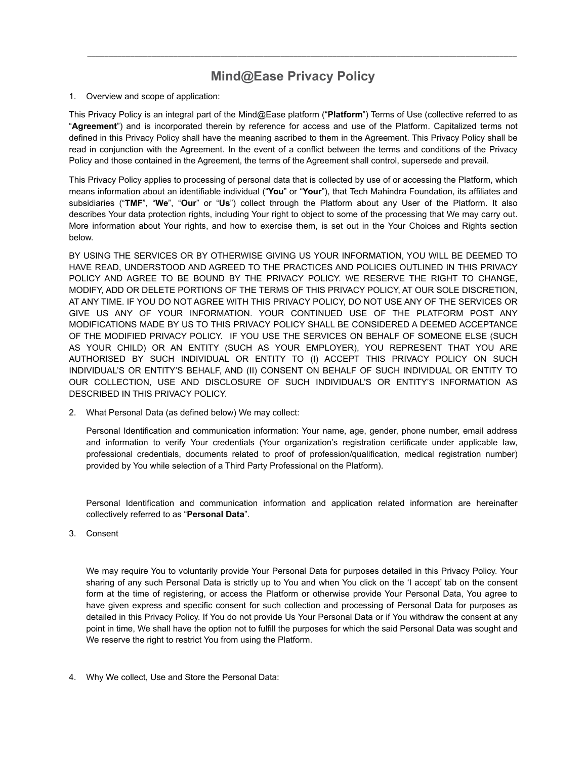# Mind@Ease Privacy Policy

1. Overview and scope of application:

This Privacy Policy is an integral part of the Mind@Ease platform ("**Platform**") Terms of Use (collective referred to as "**Agreement**") and is incorporated therein by reference for access and use of the Platform. Capitalized terms not defined in this Privacy Policy shall have the meaning ascribed to them in the Agreement. This Privacy Policy shall be read in conjunction with the Agreement. In the event of a conflict between the terms and conditions of the Privacy Policy and those contained in the Agreement, the terms of the Agreement shall control, supersede and prevail.

This Privacy Policy applies to processing of personal data that is collected by use of or accessing the Platform, which means information about an identifiable individual ("**You**" or "**Your**"), that Tech Mahindra Foundation, its affiliates and subsidiaries ("**TMF**", "**We**", "**Our**" or "**Us**") collect through the Platform about any User of the Platform. It also describes Your data protection rights, including Your right to object to some of the processing that We may carry out. More information about Your rights, and how to exercise them, is set out in the Your Choices and Rights section below.

BY USING THE SERVICES OR BY OTHERWISE GIVING US YOUR INFORMATION, YOU WILL BE DEEMED TO HAVE READ, UNDERSTOOD AND AGREED TO THE PRACTICES AND POLICIES OUTLINED IN THIS PRIVACY POLICY AND AGREE TO BE BOUND BY THE PRIVACY POLICY. WE RESERVE THE RIGHT TO CHANGE, MODIFY, ADD OR DELETE PORTIONS OF THE TERMS OF THIS PRIVACY POLICY, AT OUR SOLE DISCRETION, AT ANY TIME. IF YOU DO NOT AGREE WITH THIS PRIVACY POLICY, DO NOT USE ANY OF THE SERVICES OR GIVE US ANY OF YOUR INFORMATION. YOUR CONTINUED USE OF THE PLATFORM POST ANY MODIFICATIONS MADE BY US TO THIS PRIVACY POLICY SHALL BE CONSIDERED A DEEMED ACCEPTANCE OF THE MODIFIED PRIVACY POLICY. IF YOU USE THE SERVICES ON BEHALF OF SOMEONE ELSE (SUCH AS YOUR CHILD) OR AN ENTITY (SUCH AS YOUR EMPLOYER), YOU REPRESENT THAT YOU ARE AUTHORISED BY SUCH INDIVIDUAL OR ENTITY TO (I) ACCEPT THIS PRIVACY POLICY ON SUCH INDIVIDUAL'S OR ENTITY'S BEHALF, AND (II) CONSENT ON BEHALF OF SUCH INDIVIDUAL OR ENTITY TO OUR COLLECTION, USE AND DISCLOSURE OF SUCH INDIVIDUAL'S OR ENTITY'S INFORMATION AS DESCRIBED IN THIS PRIVACY POLICY.

2. What Personal Data (as defined below) We may collect:

   Personal Identification and communication information: Your name, age, gender, phone number, email address and information to verify Your credentials (Your organization's registration certificate under applicable law, professional credentials, documents related to proof of profession/qualification, medical registration number) provided by You while selection of a Third Party Professional on the Platform).

   Personal Identification and communication information and application related information are hereinafter collectively referred to as "**Personal Data**".

3. Consent

   We may require You to voluntarily provide Your Personal Data for purposes detailed in this Privacy Policy. Your sharing of any such Personal Data is strictly up to You and when You click on the 'I accept' tab on the consent form at the time of registering, or access the Platform or otherwise provide Your Personal Data, You agree to have given express and specific consent for such collection and processing of Personal Data for purposes as detailed in this Privacy Policy. If You do not provide Us Your Personal Data or if You withdraw the consent at any point in time, We shall have the option not to fulfill the purposes for which the said Personal Data was sought and We reserve the right to restrict You from using the Platform.

4. Why We collect, Use and Store the Personal Data: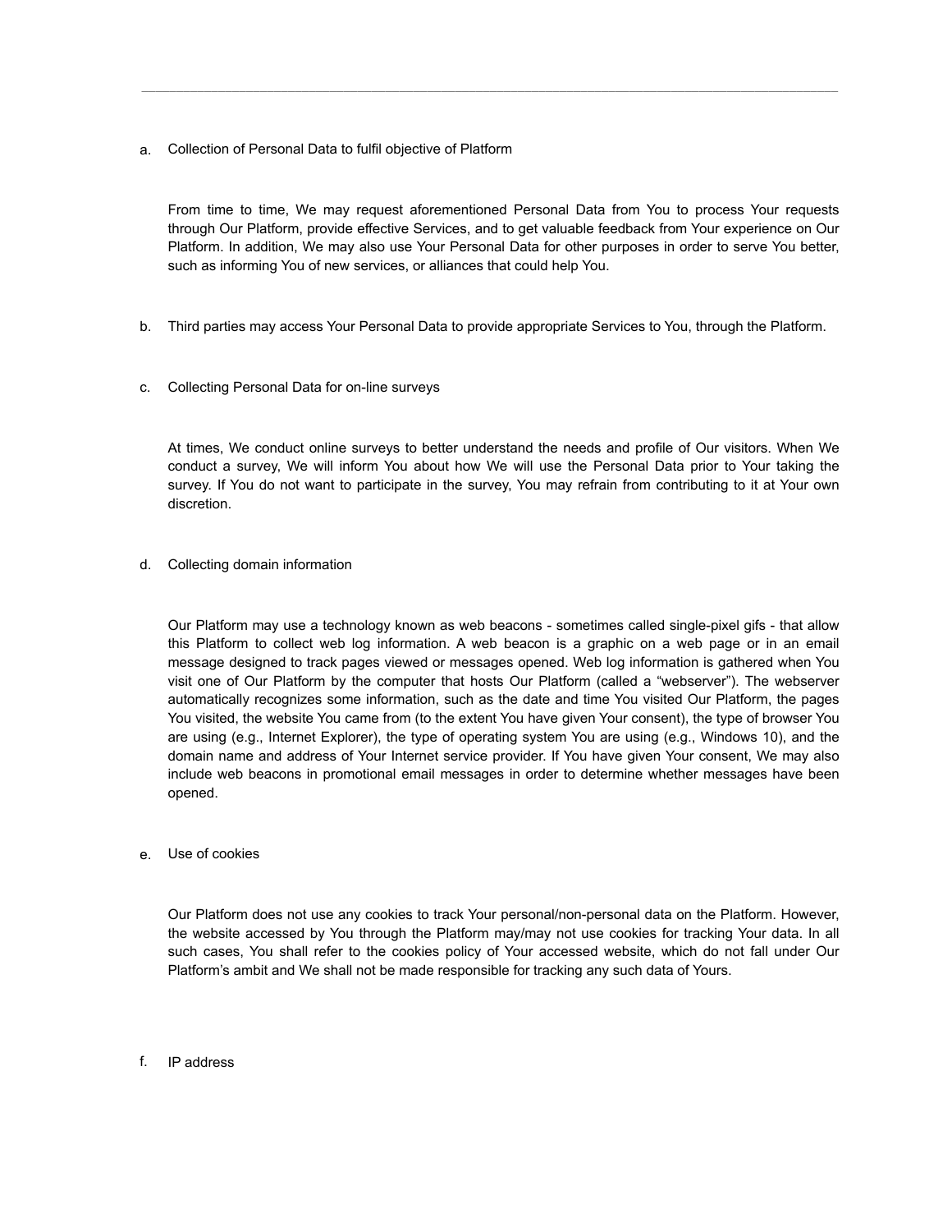a. Collection of Personal Data to fulfil objective of Platform

   From time to time, We may request aforementioned Personal Data from You to process Your requests through Our Platform, provide effective Services, and to get valuable feedback from Your experience on Our Platform. In addition, We may also use Your Personal Data for other purposes in order to serve You better, such as informing You of new services, or alliances that could help You.

b. Third parties may access Your Personal Data to provide appropriate Services to You, through the Platform.

c. Collecting Personal Data for on-line surveys

   At times, We conduct online surveys to better understand the needs and profile of Our visitors. When We conduct a survey, We will inform You about how We will use the Personal Data prior to Your taking the survey. If You do not want to participate in the survey, You may refrain from contributing to it at Your own discretion.

d. Collecting domain information

   Our Platform may use a technology known as web beacons - sometimes called single-pixel gifs - that allow this Platform to collect web log information. A web beacon is a graphic on a web page or in an email message designed to track pages viewed or messages opened. Web log information is gathered when You visit one of Our Platform by the computer that hosts Our Platform (called a "webserver"). The webserver automatically recognizes some information, such as the date and time You visited Our Platform, the pages You visited, the website You came from (to the extent You have given Your consent), the type of browser You are using (e.g., Internet Explorer), the type of operating system You are using (e.g., Windows 10), and the domain name and address of Your Internet service provider. If You have given Your consent, We may also include web beacons in promotional email messages in order to determine whether messages have been opened.

e. Use of cookies

   Our Platform does not use any cookies to track Your personal/non-personal data on the Platform. However, the website accessed by You through the Platform may/may not use cookies for tracking Your data. In all such cases, You shall refer to the cookies policy of Your accessed website, which do not fall under Our Platform's ambit and We shall not be made responsible for tracking any such data of Yours.

f. IP address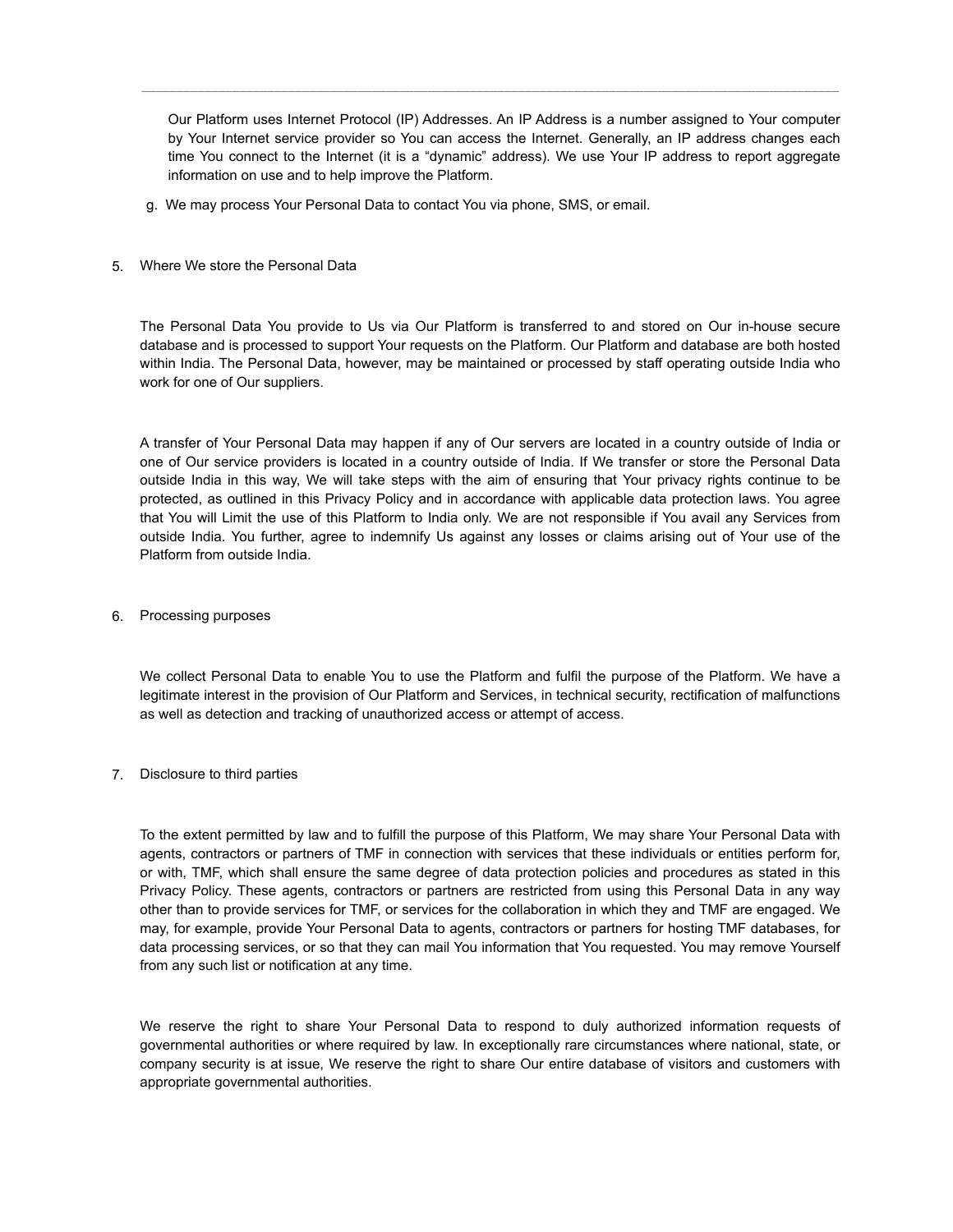Our Platform uses Internet Protocol (IP) Addresses. An IP Address is a number assigned to Your computer by Your Internet service provider so You can access the Internet. Generally, an IP address changes each time You connect to the Internet (it is a "dynamic" address). We use Your IP address to report aggregate information on use and to help improve the Platform.

g. We may process Your Personal Data to contact You via phone, SMS, or email.

5. Where We store the Personal Data

The Personal Data You provide to Us via Our Platform is transferred to and stored on Our in-house secure database and is processed to support Your requests on the Platform. Our Platform and database are both hosted within India. The Personal Data, however, may be maintained or processed by staff operating outside India who work for one of Our suppliers.

A transfer of Your Personal Data may happen if any of Our servers are located in a country outside of India or one of Our service providers is located in a country outside of India. If We transfer or store the Personal Data outside India in this way, We will take steps with the aim of ensuring that Your privacy rights continue to be protected, as outlined in this Privacy Policy and in accordance with applicable data protection laws. You agree that You will Limit the use of this Platform to India only. We are not responsible if You avail any Services from outside India. You further, agree to indemnify Us against any losses or claims arising out of Your use of the Platform from outside India.

6. Processing purposes

We collect Personal Data to enable You to use the Platform and fulfil the purpose of the Platform. We have a legitimate interest in the provision of Our Platform and Services, in technical security, rectification of malfunctions as well as detection and tracking of unauthorized access or attempt of access.

7. Disclosure to third parties

To the extent permitted by law and to fulfill the purpose of this Platform, We may share Your Personal Data with agents, contractors or partners of TMF in connection with services that these individuals or entities perform for, or with, TMF, which shall ensure the same degree of data protection policies and procedures as stated in this Privacy Policy. These agents, contractors or partners are restricted from using this Personal Data in any way other than to provide services for TMF, or services for the collaboration in which they and TMF are engaged. We may, for example, provide Your Personal Data to agents, contractors or partners for hosting TMF databases, for data processing services, or so that they can mail You information that You requested. You may remove Yourself from any such list or notification at any time.

We reserve the right to share Your Personal Data to respond to duly authorized information requests of governmental authorities or where required by law. In exceptionally rare circumstances where national, state, or company security is at issue, We reserve the right to share Our entire database of visitors and customers with appropriate governmental authorities.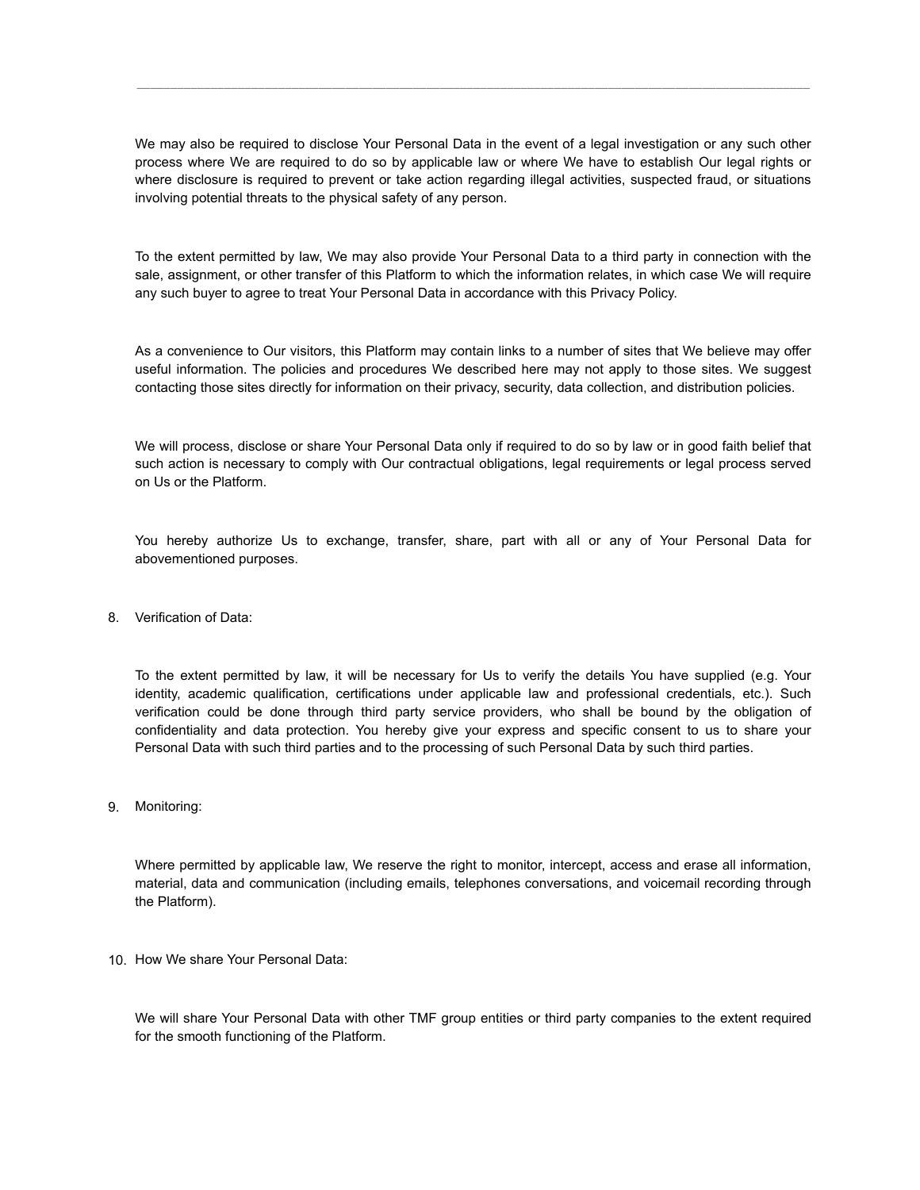We may also be required to disclose Your Personal Data in the event of a legal investigation or any such other process where We are required to do so by applicable law or where We have to establish Our legal rights or where disclosure is required to prevent or take action regarding illegal activities, suspected fraud, or situations involving potential threats to the physical safety of any person.

To the extent permitted by law, We may also provide Your Personal Data to a third party in connection with the sale, assignment, or other transfer of this Platform to which the information relates, in which case We will require any such buyer to agree to treat Your Personal Data in accordance with this Privacy Policy.

As a convenience to Our visitors, this Platform may contain links to a number of sites that We believe may offer useful information. The policies and procedures We described here may not apply to those sites. We suggest contacting those sites directly for information on their privacy, security, data collection, and distribution policies.

We will process, disclose or share Your Personal Data only if required to do so by law or in good faith belief that such action is necessary to comply with Our contractual obligations, legal requirements or legal process served on Us or the Platform.

You hereby authorize Us to exchange, transfer, share, part with all or any of Your Personal Data for abovementioned purposes.

8. Verification of Data:

To the extent permitted by law, it will be necessary for Us to verify the details You have supplied (e.g. Your identity, academic qualification, certifications under applicable law and professional credentials, etc.). Such verification could be done through third party service providers, who shall be bound by the obligation of confidentiality and data protection. You hereby give your express and specific consent to us to share your Personal Data with such third parties and to the processing of such Personal Data by such third parties.

9. Monitoring:

Where permitted by applicable law, We reserve the right to monitor, intercept, access and erase all information, material, data and communication (including emails, telephones conversations, and voicemail recording through the Platform).

10. How We share Your Personal Data:

We will share Your Personal Data with other TMF group entities or third party companies to the extent required for the smooth functioning of the Platform.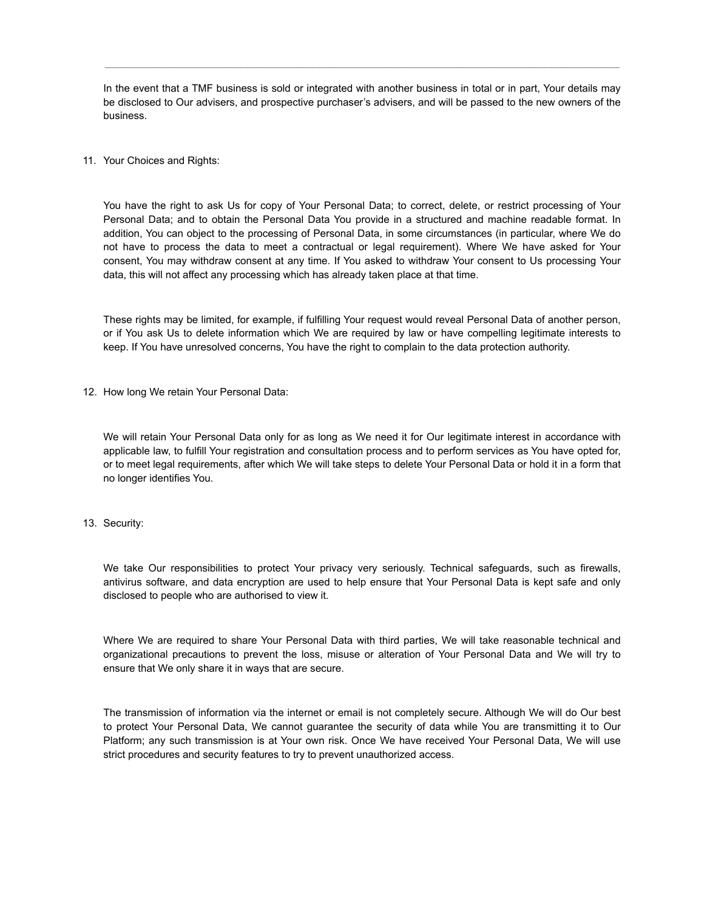In the event that a TMF business is sold or integrated with another business in total or in part, Your details may be disclosed to Our advisers, and prospective purchaser's advisers, and will be passed to the new owners of the business.

11. Your Choices and Rights:

You have the right to ask Us for copy of Your Personal Data; to correct, delete, or restrict processing of Your Personal Data; and to obtain the Personal Data You provide in a structured and machine readable format. In addition, You can object to the processing of Personal Data, in some circumstances (in particular, where We do not have to process the data to meet a contractual or legal requirement). Where We have asked for Your consent, You may withdraw consent at any time. If You asked to withdraw Your consent to Us processing Your data, this will not affect any processing which has already taken place at that time.

These rights may be limited, for example, if fulfilling Your request would reveal Personal Data of another person, or if You ask Us to delete information which We are required by law or have compelling legitimate interests to keep. If You have unresolved concerns, You have the right to complain to the data protection authority.

12. How long We retain Your Personal Data:

We will retain Your Personal Data only for as long as We need it for Our legitimate interest in accordance with applicable law, to fulfill Your registration and consultation process and to perform services as You have opted for, or to meet legal requirements, after which We will take steps to delete Your Personal Data or hold it in a form that no longer identifies You.

13. Security:

We take Our responsibilities to protect Your privacy very seriously. Technical safeguards, such as firewalls, antivirus software, and data encryption are used to help ensure that Your Personal Data is kept safe and only disclosed to people who are authorised to view it.

Where We are required to share Your Personal Data with third parties, We will take reasonable technical and organizational precautions to prevent the loss, misuse or alteration of Your Personal Data and We will try to ensure that We only share it in ways that are secure.

The transmission of information via the internet or email is not completely secure. Although We will do Our best to protect Your Personal Data, We cannot guarantee the security of data while You are transmitting it to Our Platform; any such transmission is at Your own risk. Once We have received Your Personal Data, We will use strict procedures and security features to try to prevent unauthorized access.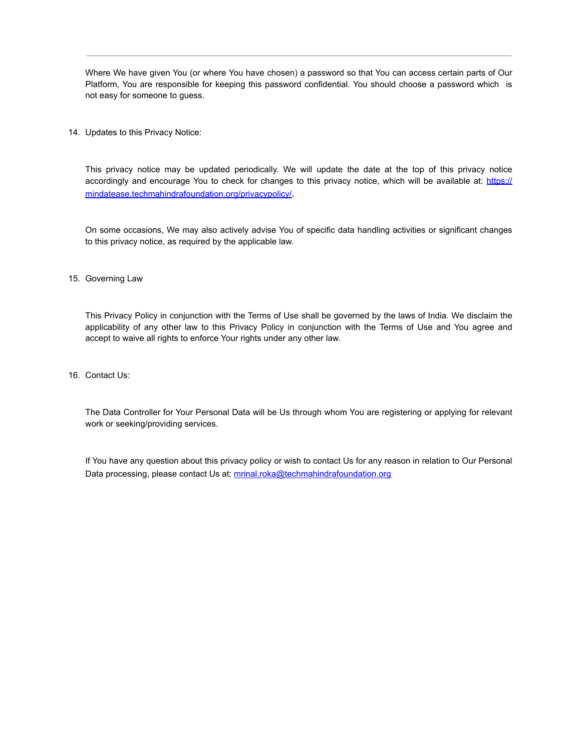Where We have given You (or where You have chosen) a password so that You can access certain parts of Our Platform, You are responsible for keeping this password confidential. You should choose a password which is not easy for someone to guess.

14. Updates to this Privacy Notice:

This privacy notice may be updated periodically. We will update the date at the top of this privacy notice accordingly and encourage You to check for changes to this privacy notice, which will be available at: https://mindatease.techmahindrafoundation.org/privacypolicy/.

On some occasions, We may also actively advise You of specific data handling activities or significant changes to this privacy notice, as required by the applicable law.

15. Governing Law

This Privacy Policy in conjunction with the Terms of Use shall be governed by the laws of India. We disclaim the applicability of any other law to this Privacy Policy in conjunction with the Terms of Use and You agree and accept to waive all rights to enforce Your rights under any other law.

16. Contact Us:

The Data Controller for Your Personal Data will be Us through whom You are registering or applying for relevant work or seeking/providing services.

If You have any question about this privacy policy or wish to contact Us for any reason in relation to Our Personal Data processing, please contact Us at: mrinal.roka@techmahindrafoundation.org